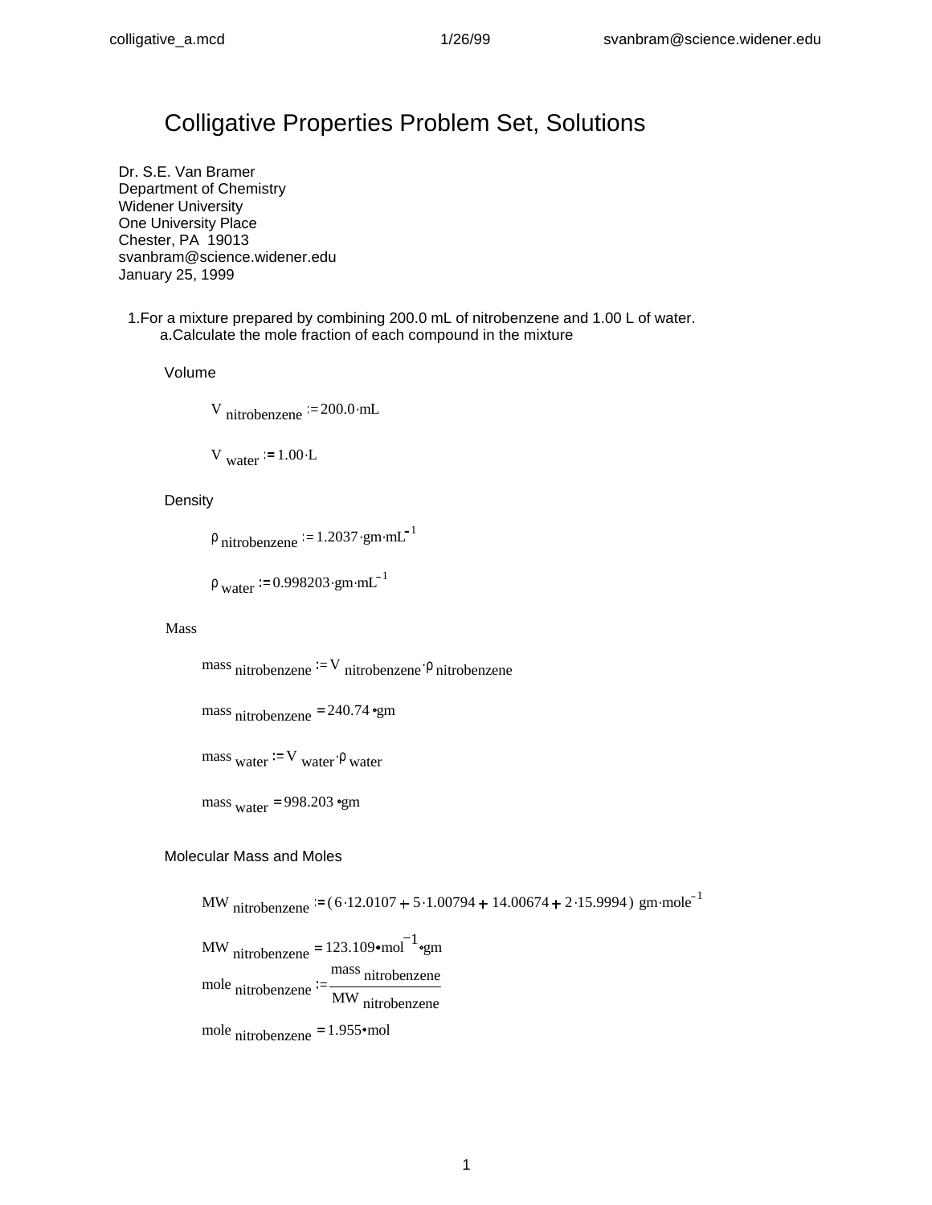# Colligative Properties Problem Set, Solutions

Dr. S.E. Van Bramer
Department of Chemistry
Widener University
One University Place
Chester, PA 19013
svanbram@science.widener.edu
January 25, 1999

1. For a mixture prepared by combining 200.0 mL of nitrobenzene and 1.00 L of water.
   a. Calculate the mole fraction of each compound in the mixture

Volume

$$V_{nitrobenzene} := 200.0 \cdot mL$$

$$V_{water} := 1.00 \cdot L$$

Density

$$\rho_{nitrobenzene} := 1.2037 \cdot gm \cdot mL^{-1}$$

$$\rho_{water} := 0.998203 \cdot gm \cdot mL^{-1}$$

Mass

$$mass_{nitrobenzene} := V_{nitrobenzene} \cdot \rho_{nitrobenzene}$$

$$mass_{nitrobenzene} = 240.74 \cdot gm$$

$$mass_{water} := V_{water} \cdot \rho_{water}$$

$$mass_{water} = 998.203 \cdot gm$$

Molecular Mass and Moles

$$MW_{nitrobenzene} := (6 \cdot 12.0107 + 5 \cdot 1.00794 + 14.00674 + 2 \cdot 15.9994)\ gm \cdot mole^{-1}$$

$$MW_{nitrobenzene} = 123.109 \cdot mol^{-1} \cdot gm$$

$$mole_{nitrobenzene} := \frac{mass_{nitrobenzene}}{MW_{nitrobenzene}}$$

$$mole_{nitrobenzene} = 1.955 \cdot mol$$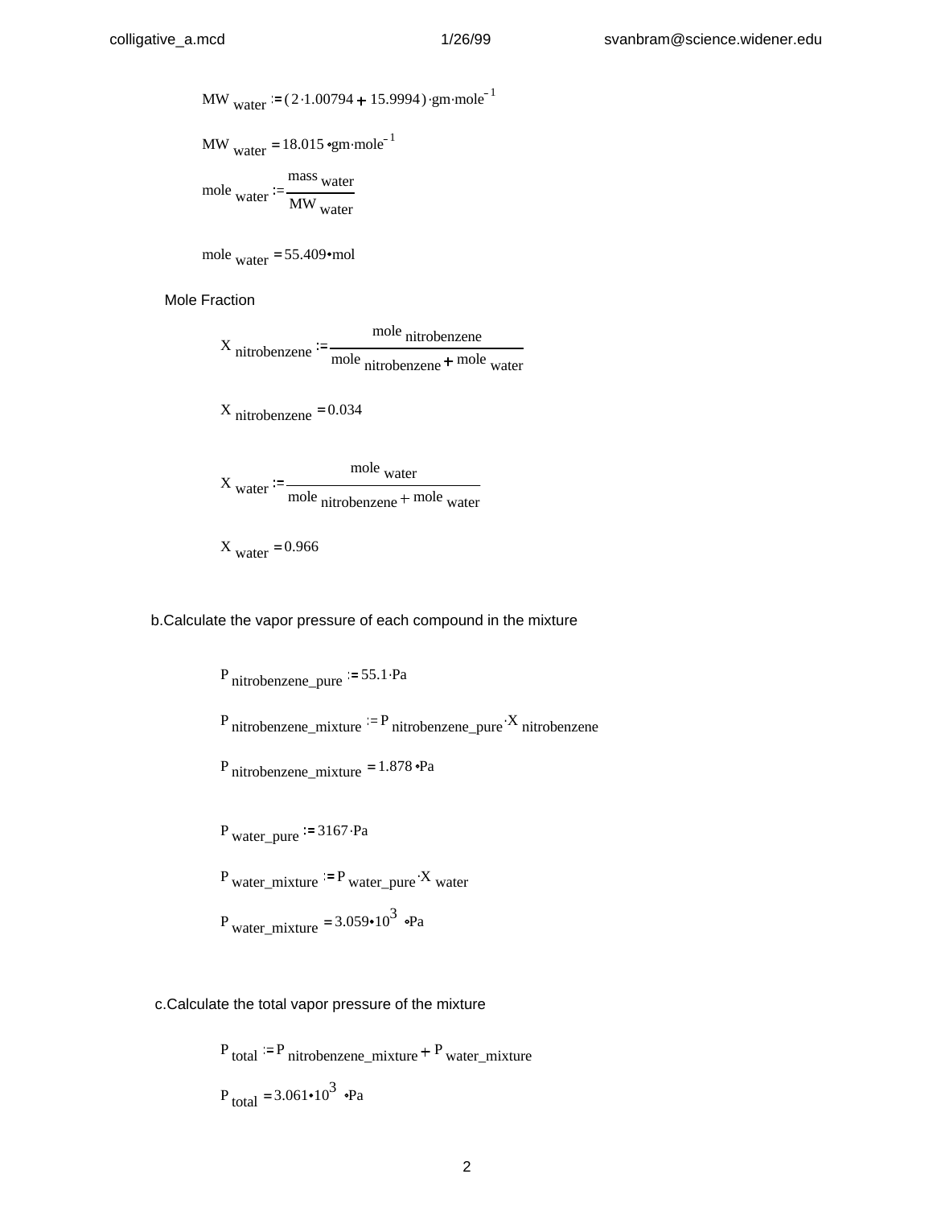$$MW_{water} := (2 \cdot 1.00794 + 15.9994) \cdot gm \cdot mole^{-1}$$

$$MW_{water} = 18.015 \cdot gm \cdot mole^{-1}$$

$$mole_{water} := \frac{mass_{water}}{MW_{water}}$$

$$mole_{water} = 55.409 \cdot mol$$

Mole Fraction

$$X_{nitrobenzene} := \frac{mole_{nitrobenzene}}{mole_{nitrobenzene} + mole_{water}}$$

$$X_{nitrobenzene} = 0.034$$

$$X_{water} := \frac{mole_{water}}{mole_{nitrobenzene} + mole_{water}}$$

$$X_{water} = 0.966$$

b.Calculate the vapor pressure of each compound in the mixture

$$P_{nitrobenzene\_pure} := 55.1 \cdot Pa$$

$$P_{nitrobenzene\_mixture} := P_{nitrobenzene\_pure} \cdot X_{nitrobenzene}$$

$$P_{nitrobenzene\_mixture} = 1.878 \cdot Pa$$

$$P_{water\_pure} := 3167 \cdot Pa$$

$$P_{water\_mixture} := P_{water\_pure} \cdot X_{water}$$

$$P_{water\_mixture} = 3.059 \cdot 10^{3} \cdot Pa$$

c.Calculate the total vapor pressure of the mixture

$$P_{total} := P_{nitrobenzene\_mixture} + P_{water\_mixture}$$

$$P_{total} = 3.061 \cdot 10^{3} \cdot Pa$$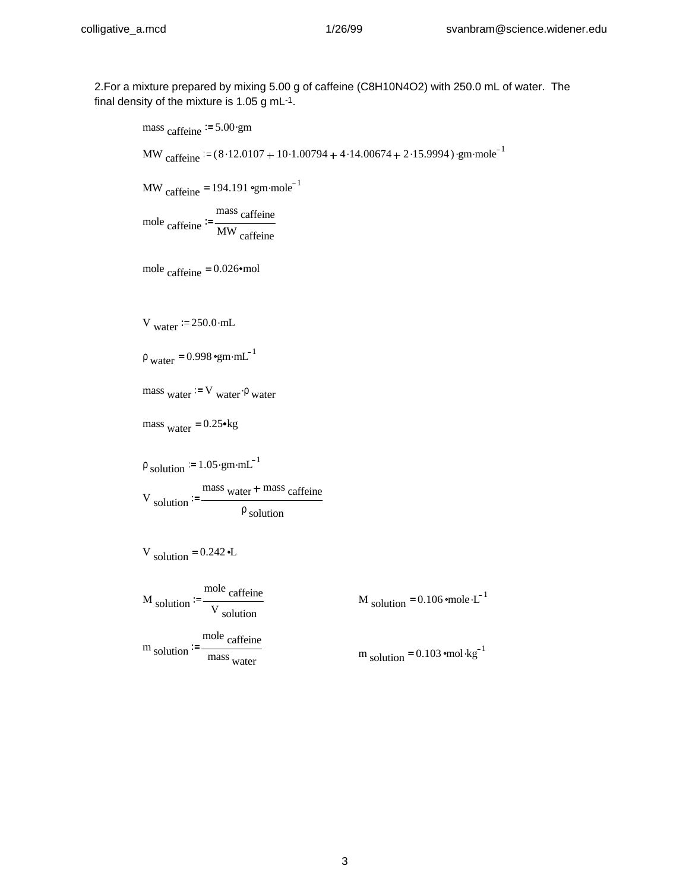2.For a mixture prepared by mixing 5.00 g of caffeine ($C_8H_{10}N_4O_2$) with 250.0 mL of water. The final density of the mixture is 1.05 g $mL^{-1}$.

$$mass_{caffeine} := 5.00 \cdot gm$$

$$MW_{caffeine} := (8 \cdot 12.0107 + 10 \cdot 1.00794 + 4 \cdot 14.00674 + 2 \cdot 15.9994) \cdot gm \cdot mole^{-1}$$

$$MW_{caffeine} = 194.191 \cdot gm \cdot mole^{-1}$$

$$mole_{caffeine} := \frac{mass_{caffeine}}{MW_{caffeine}}$$

$$mole_{caffeine} = 0.026 \cdot mol$$

$$V_{water} := 250.0 \cdot mL$$

$$\rho_{water} = 0.998 \cdot gm \cdot mL^{-1}$$

$$mass_{water} := V_{water} \cdot \rho_{water}$$

$$mass_{water} = 0.25 \cdot kg$$

$$\rho_{solution} := 1.05 \cdot gm \cdot mL^{-1}$$

$$V_{solution} := \frac{mass_{water} + mass_{caffeine}}{\rho_{solution}}$$

$$V_{solution} = 0.242 \cdot L$$

$$M_{solution} := \frac{mole_{caffeine}}{V_{solution}} \qquad M_{solution} = 0.106 \cdot mole \cdot L^{-1}$$

$$m_{solution} := \frac{mole_{caffeine}}{mass_{water}} \qquad m_{solution} = 0.103 \cdot mol \cdot kg^{-1}$$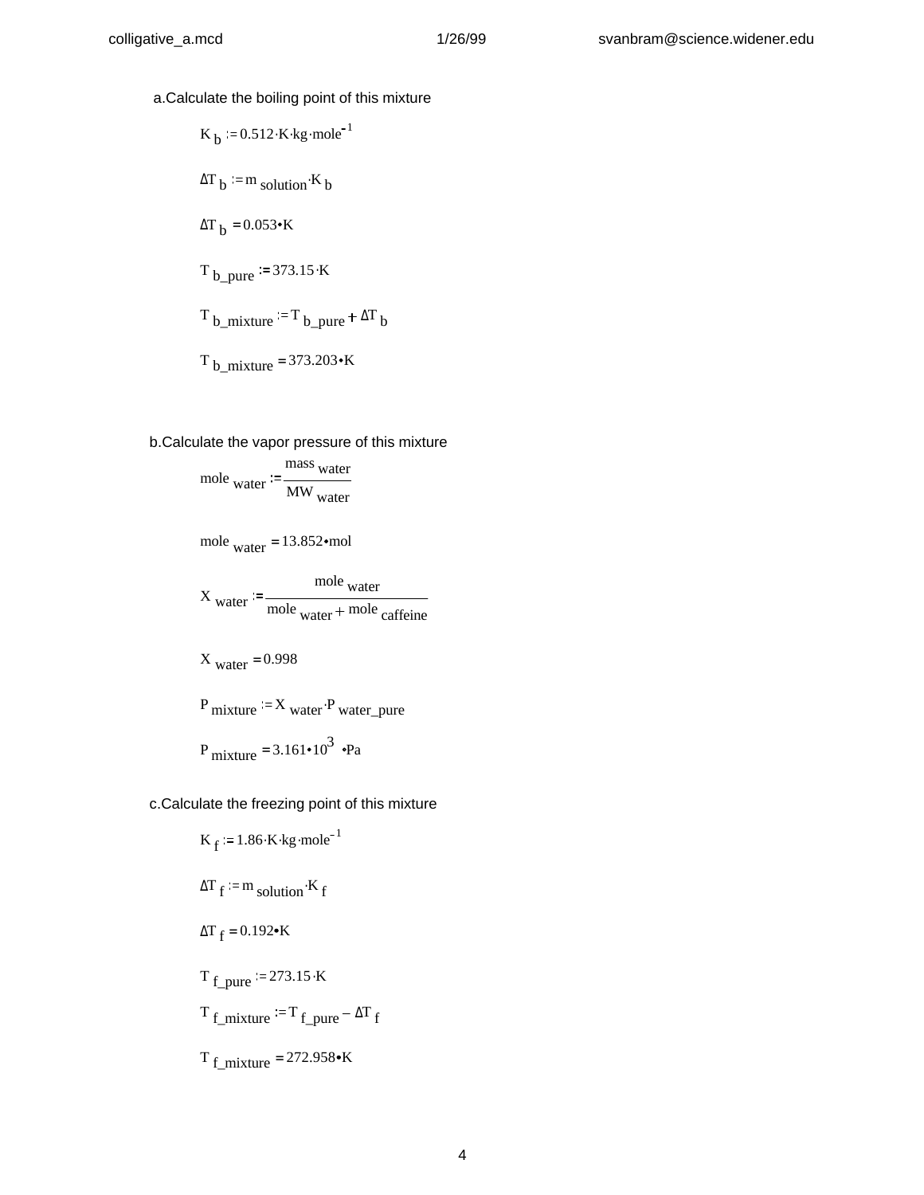a. Calculate the boiling point of this mixture

$$K_b := 0.512 \cdot K \cdot kg \cdot mole^{-1}$$

$$\Delta T_b := m_{solution} \cdot K_b$$

$$\Delta T_b = 0.053 \cdot K$$

$$T_{b\_pure} := 373.15 \cdot K$$

$$T_{b\_mixture} := T_{b\_pure} + \Delta T_b$$

$$T_{b\_mixture} = 373.203 \cdot K$$

b. Calculate the vapor pressure of this mixture

$$mole_{water} := \frac{mass_{water}}{MW_{water}}$$

$$mole_{water} = 13.852 \cdot mol$$

$$X_{water} := \frac{mole_{water}}{mole_{water} + mole_{caffeine}}$$

$$X_{water} = 0.998$$

$$P_{mixture} := X_{water} \cdot P_{water\_pure}$$

$$P_{mixture} = 3.161 \cdot 10^{3} \cdot Pa$$

c. Calculate the freezing point of this mixture

$$K_f := 1.86 \cdot K \cdot kg \cdot mole^{-1}$$

$$\Delta T_f := m_{solution} \cdot K_f$$

$$\Delta T_f = 0.192 \cdot K$$

$$T_{f\_pure} := 273.15 \cdot K$$

$$T_{f\_mixture} := T_{f\_pure} - \Delta T_f$$

$$T_{f\_mixture} = 272.958 \cdot K$$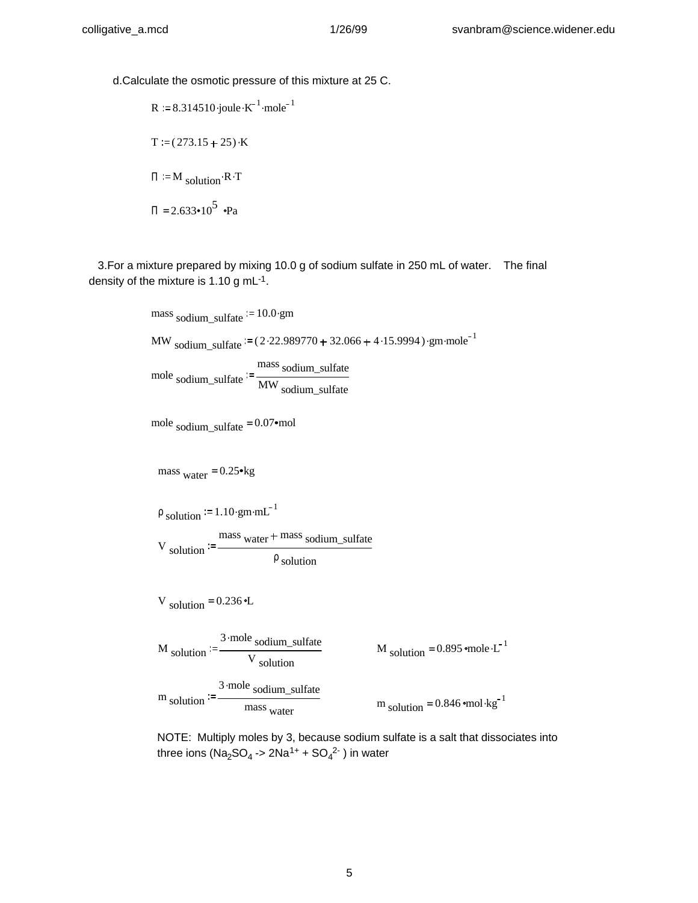d. Calculate the osmotic pressure of this mixture at 25 C.

$$R := 8.314510 \cdot joule \cdot K^{-1} \cdot mole^{-1}$$

$$T := (273.15 + 25) \cdot K$$

$$\Pi := M_{solution} \cdot R \cdot T$$

$$\Pi = 2.633 \cdot 10^{5} \cdot Pa$$

3. For a mixture prepared by mixing 10.0 g of sodium sulfate in 250 mL of water. The final density of the mixture is 1.10 g mL$^{-1}$.

$$mass_{sodium\_sulfate} := 10.0 \cdot gm$$

$$MW_{sodium\_sulfate} := (2 \cdot 22.989770 + 32.066 + 4 \cdot 15.9994) \cdot gm \cdot mole^{-1}$$

$$mole_{sodium\_sulfate} := \frac{mass_{sodium\_sulfate}}{MW_{sodium\_sulfate}}$$

$$mole_{sodium\_sulfate} = 0.07 \cdot mol$$

$$mass_{water} = 0.25 \cdot kg$$

$$\rho_{solution} := 1.10 \cdot gm \cdot mL^{-1}$$

$$V_{solution} := \frac{mass_{water} + mass_{sodium\_sulfate}}{\rho_{solution}}$$

$$V_{solution} = 0.236 \cdot L$$

$$M_{solution} := \frac{3 \cdot mole_{sodium\_sulfate}}{V_{solution}} \qquad M_{solution} = 0.895 \cdot mole \cdot L^{-1}$$

$$m_{solution} := \frac{3 \cdot mole_{sodium\_sulfate}}{mass_{water}} \qquad m_{solution} = 0.846 \cdot mol \cdot kg^{-1}$$

NOTE: Multiply moles by 3, because sodium sulfate is a salt that dissociates into three ions ($Na_2SO_4 \rightarrow 2Na^{1+} + SO_4^{2-}$) in water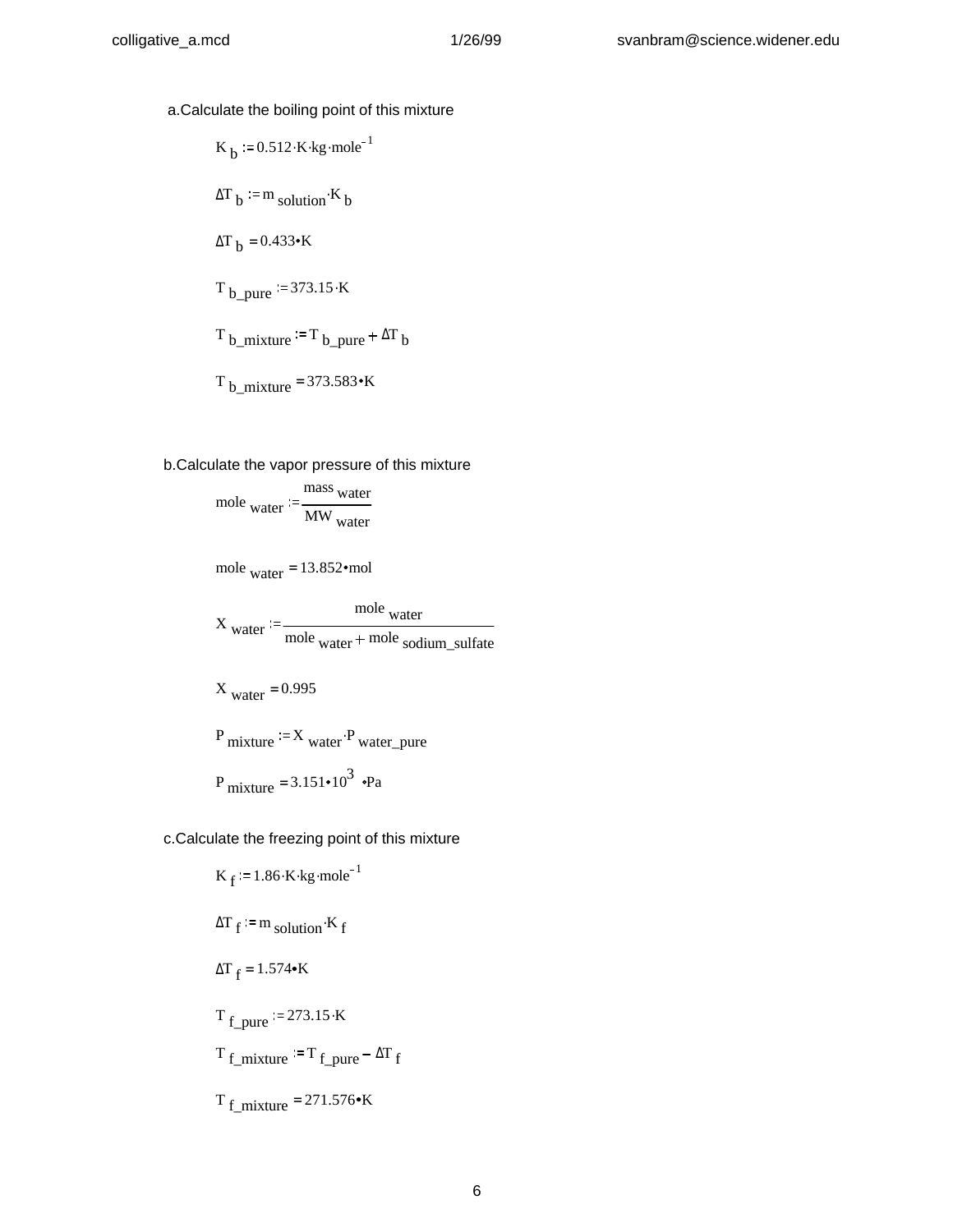a. Calculate the boiling point of this mixture

$$K_b := 0.512 \cdot K \cdot kg \cdot mole^{-1}$$

$$\Delta T_b := m_{solution} \cdot K_b$$

$$\Delta T_b = 0.433 \cdot K$$

$$T_{b\_pure} := 373.15 \cdot K$$

$$T_{b\_mixture} := T_{b\_pure} + \Delta T_b$$

$$T_{b\_mixture} = 373.583 \cdot K$$

b. Calculate the vapor pressure of this mixture

$$mole_{water} := \frac{mass_{water}}{MW_{water}}$$

$$mole_{water} = 13.852 \cdot mol$$

$$X_{water} := \frac{mole_{water}}{mole_{water} + mole_{sodium\_sulfate}}$$

$$X_{water} = 0.995$$

$$P_{mixture} := X_{water} \cdot P_{water\_pure}$$

$$P_{mixture} = 3.151 \cdot 10^{3} \cdot Pa$$

c. Calculate the freezing point of this mixture

$$K_f := 1.86 \cdot K \cdot kg \cdot mole^{-1}$$

$$\Delta T_f := m_{solution} \cdot K_f$$

$$\Delta T_f = 1.574 \cdot K$$

$$T_{f\_pure} := 273.15 \cdot K$$

$$T_{f\_mixture} := T_{f\_pure} - \Delta T_f$$

$$T_{f\_mixture} = 271.576 \cdot K$$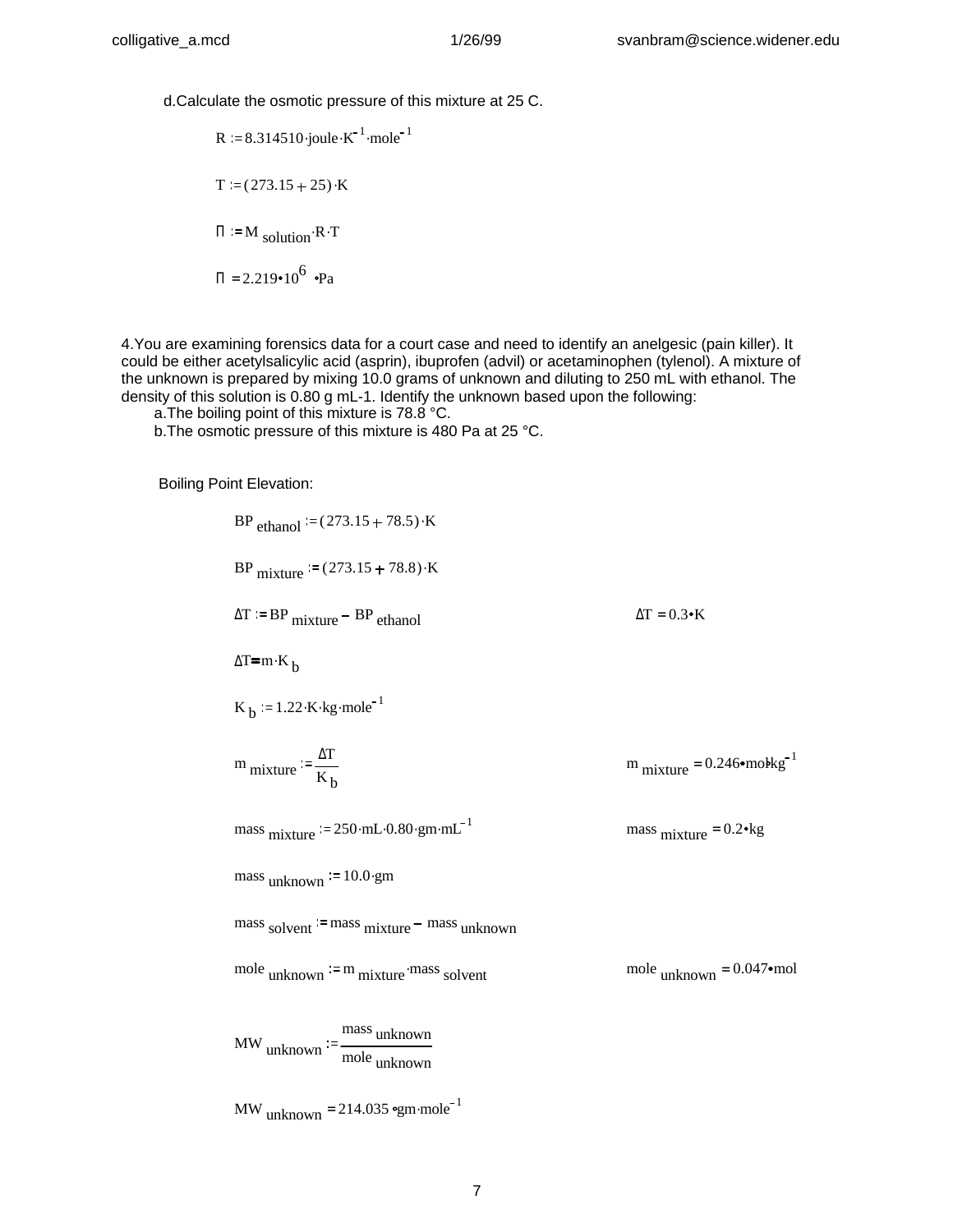d. Calculate the osmotic pressure of this mixture at 25 C.

$$R := 8.314510 \cdot \text{joule} \cdot K^{-1} \cdot \text{mole}^{-1}$$

$$T := (273.15 + 25) \cdot K$$

$$\Pi := M_{solution} \cdot R \cdot T$$

$$\Pi = 2.219 \cdot 10^{6} \cdot Pa$$

4. You are examining forensics data for a court case and need to identify an anelgesic (pain killer). It could be either acetylsalicylic acid (asprin), ibuprofen (advil) or acetaminophen (tylenol). A mixture of the unknown is prepared by mixing 10.0 grams of unknown and diluting to 250 mL with ethanol. The density of this solution is 0.80 g mL-1. Identify the unknown based upon the following:

a. The boiling point of this mixture is 78.8 °C.

b. The osmotic pressure of this mixture is 480 Pa at 25 °C.

Boiling Point Elevation:

$$BP_{ethanol} := (273.15 + 78.5) \cdot K$$

$$BP_{mixture} := (273.15 + 78.8) \cdot K$$

$$\Delta T := BP_{mixture} - BP_{ethanol} \qquad \Delta T = 0.3 \cdot K$$

$$\Delta T = m \cdot K_b$$

$$K_b := 1.22 \cdot K \cdot kg \cdot \text{mole}^{-1}$$

$$m_{mixture} := \frac{\Delta T}{K_b} \qquad m_{mixture} = 0.246 \cdot mol \cdot kg^{-1}$$

$$mass_{mixture} := 250 \cdot mL \cdot 0.80 \cdot gm \cdot mL^{-1} \qquad mass_{mixture} = 0.2 \cdot kg$$

$$mass_{unknown} := 10.0 \cdot gm$$

$$mass_{solvent} := mass_{mixture} - mass_{unknown}$$

$$mole_{unknown} := m_{mixture} \cdot mass_{solvent} \qquad mole_{unknown} = 0.047 \cdot mol$$

$$MW_{unknown} := \frac{mass_{unknown}}{mole_{unknown}}$$

$$MW_{unknown} = 214.035 \cdot gm \cdot \text{mole}^{-1}$$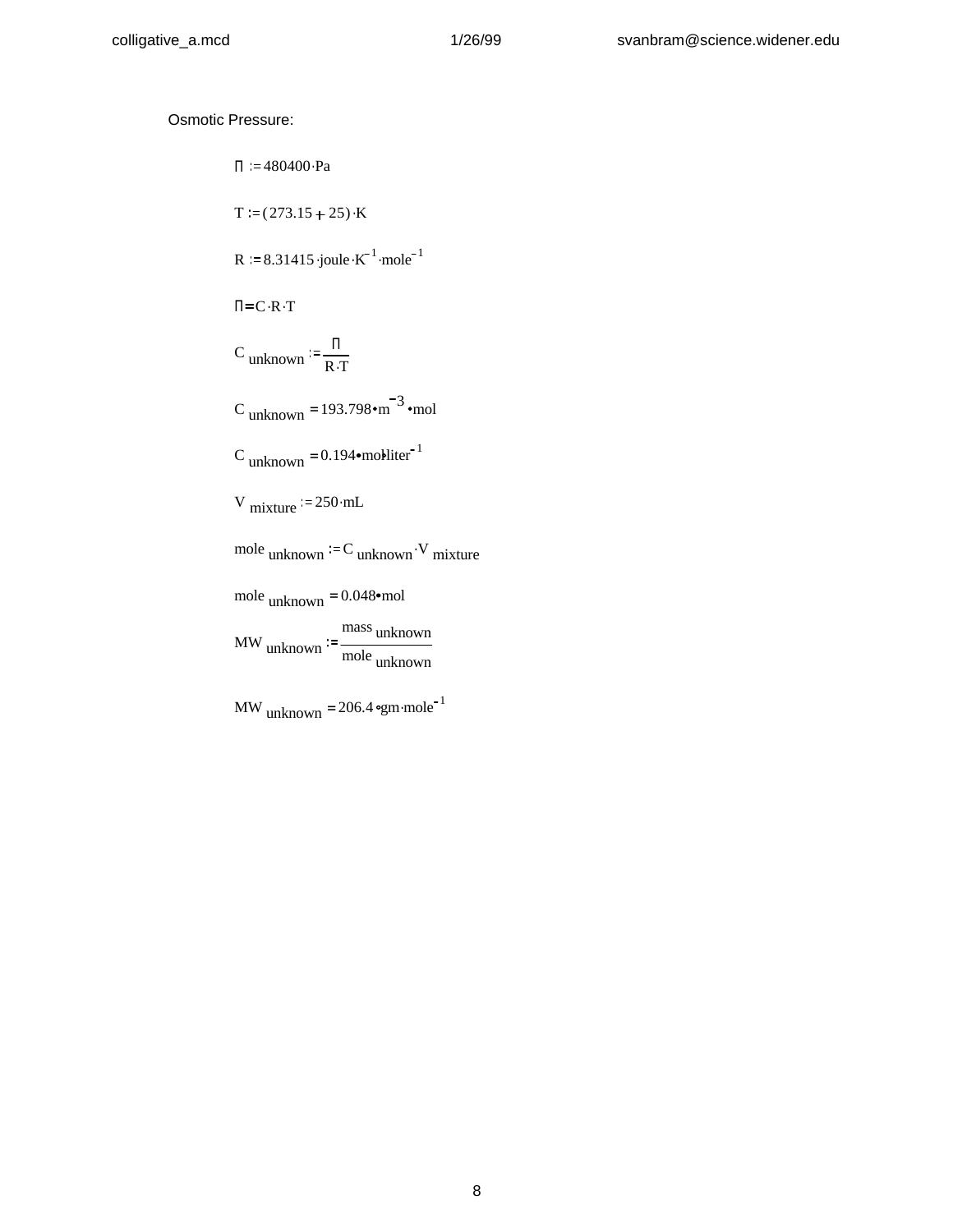Osmotic Pressure:

$$\Pi := 480400 \cdot \text{Pa}$$

$$T := (273.15 + 25) \cdot \text{K}$$

$$R := 8.31415 \cdot \text{joule} \cdot \text{K}^{-1} \cdot \text{mole}^{-1}$$

$$\Pi = C \cdot R \cdot T$$

$$C_{\text{unknown}} := \frac{\Pi}{R \cdot T}$$

$$C_{\text{unknown}} = 193.798 \cdot \text{m}^{-3} \cdot \text{mol}$$

$$C_{\text{unknown}} = 0.194 \cdot \text{mol} \cdot \text{liter}^{-1}$$

$$V_{\text{mixture}} := 250 \cdot \text{mL}$$

$$\text{mole}_{\text{unknown}} := C_{\text{unknown}} \cdot V_{\text{mixture}}$$

$$\text{mole}_{\text{unknown}} = 0.048 \cdot \text{mol}$$

$$\text{MW}_{\text{unknown}} := \frac{\text{mass}_{\text{unknown}}}{\text{mole}_{\text{unknown}}}$$

$$\text{MW}_{\text{unknown}} = 206.4 \cdot \text{gm} \cdot \text{mole}^{-1}$$